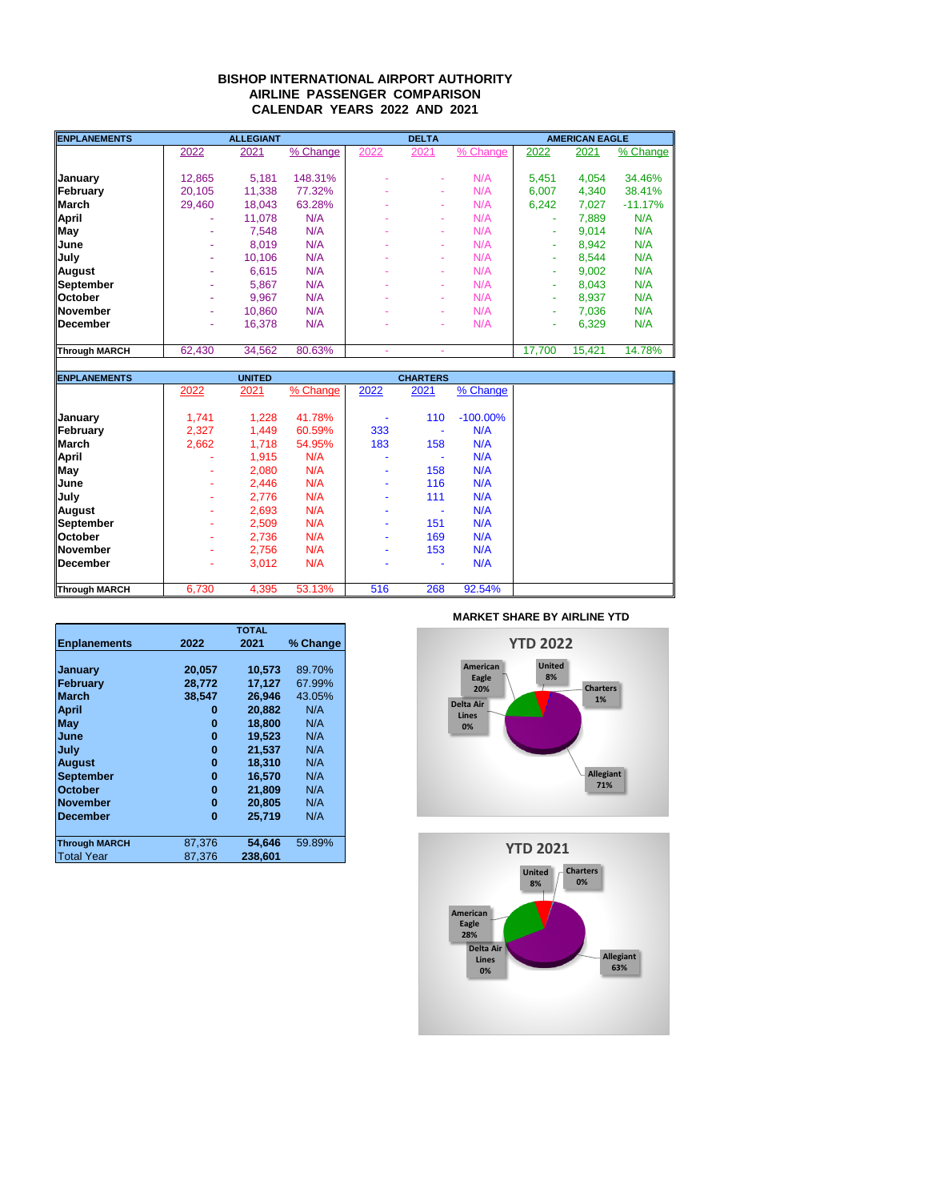# BISHOP INTERNATIONAL AIRPORT AUTHORITY
## AIRLINE PASSENGER COMPARISON
## CALENDAR YEARS 2022 AND 2021

| ENPLANEMENTS | ALLEGIANT | | | DELTA | | | AMERICAN EAGLE | | |
|---|---|---|---|---|---|---|---|---|---|
| | 2022 | 2021 | % Change | 2022 | 2021 | % Change | 2022 | 2021 | % Change |
| January | 12,865 | 5,181 | 148.31% | - | - | N/A | 5,451 | 4,054 | 34.46% |
| February | 20,105 | 11,338 | 77.32% | - | - | N/A | 6,007 | 4,340 | 38.41% |
| March | 29,460 | 18,043 | 63.28% | - | - | N/A | 6,242 | 7,027 | -11.17% |
| April | - | 11,078 | N/A | - | - | N/A | - | 7,889 | N/A |
| May | - | 7,548 | N/A | - | - | N/A | - | 9,014 | N/A |
| June | - | 8,019 | N/A | - | - | N/A | - | 8,942 | N/A |
| July | - | 10,106 | N/A | - | - | N/A | - | 8,544 | N/A |
| August | - | 6,615 | N/A | - | - | N/A | - | 9,002 | N/A |
| September | - | 5,867 | N/A | - | - | N/A | - | 8,043 | N/A |
| October | - | 9,967 | N/A | - | - | N/A | - | 8,937 | N/A |
| November | - | 10,860 | N/A | - | - | N/A | - | 7,036 | N/A |
| December | - | 16,378 | N/A | - | - | N/A | - | 6,329 | N/A |
| Through MARCH | 62,430 | 34,562 | 80.63% | - | - | | 17,700 | 15,421 | 14.78% |

| ENPLANEMENTS | UNITED | | | CHARTERS | | |
|---|---|---|---|---|---|---|
| | 2022 | 2021 | % Change | 2022 | 2021 | % Change |
| January | 1,741 | 1,228 | 41.78% | - | 110 | -100.00% |
| February | 2,327 | 1,449 | 60.59% | 333 | - | N/A |
| March | 2,662 | 1,718 | 54.95% | 183 | 158 | N/A |
| April | - | 1,915 | N/A | - | - | N/A |
| May | - | 2,080 | N/A | - | 158 | N/A |
| June | - | 2,446 | N/A | - | 116 | N/A |
| July | - | 2,776 | N/A | - | 111 | N/A |
| August | - | 2,693 | N/A | - | - | N/A |
| September | - | 2,509 | N/A | - | 151 | N/A |
| October | - | 2,736 | N/A | - | 169 | N/A |
| November | - | 2,756 | N/A | - | 153 | N/A |
| December | - | 3,012 | N/A | - | - | N/A |
| Through MARCH | 6,730 | 4,395 | 53.13% | 516 | 268 | 92.54% |

| | TOTAL | | |
|---|---|---|---|
| Enplanements | 2022 | 2021 | % Change |
| January | 20,057 | 10,573 | 89.70% |
| February | 28,772 | 17,127 | 67.99% |
| March | 38,547 | 26,946 | 43.05% |
| April | 0 | 20,882 | N/A |
| May | 0 | 18,800 | N/A |
| June | 0 | 19,523 | N/A |
| July | 0 | 21,537 | N/A |
| August | 0 | 18,310 | N/A |
| September | 0 | 16,570 | N/A |
| October | 0 | 21,809 | N/A |
| November | 0 | 20,805 | N/A |
| December | 0 | 25,719 | N/A |
| Through MARCH | 87,376 | 54,646 | 59.89% |
| Total Year | 87,376 | 238,601 | |

**MARKET SHARE BY AIRLINE YTD**

**YTD 2022**

American Eagle 20%, United 8%, Charters 1%, Delta Air Lines 0%, Allegiant 71%

**YTD 2021**

United 8%, Charters 0%, American Eagle 28%, Delta Air Lines 0%, Allegiant 63%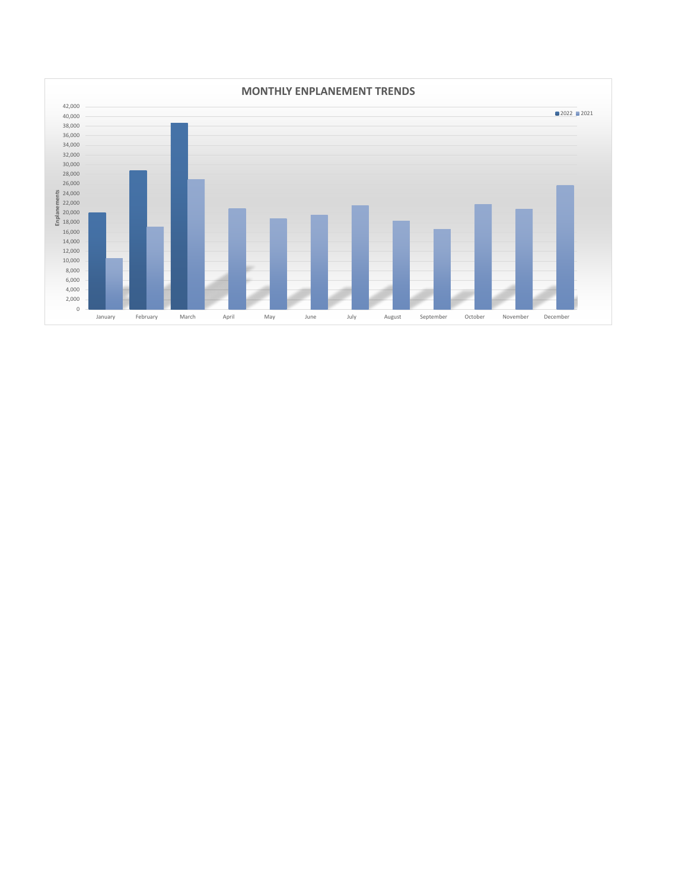MONTHLY ENPLANEMENT TRENDS

2022 2021

Enplanements

42,000
40,000
38,000
36,000
34,000
32,000
30,000
28,000
26,000
24,000
22,000
20,000
18,000
16,000
14,000
12,000
10,000
8,000
6,000
4,000
2,000
0

January February March April May June July August September October November December